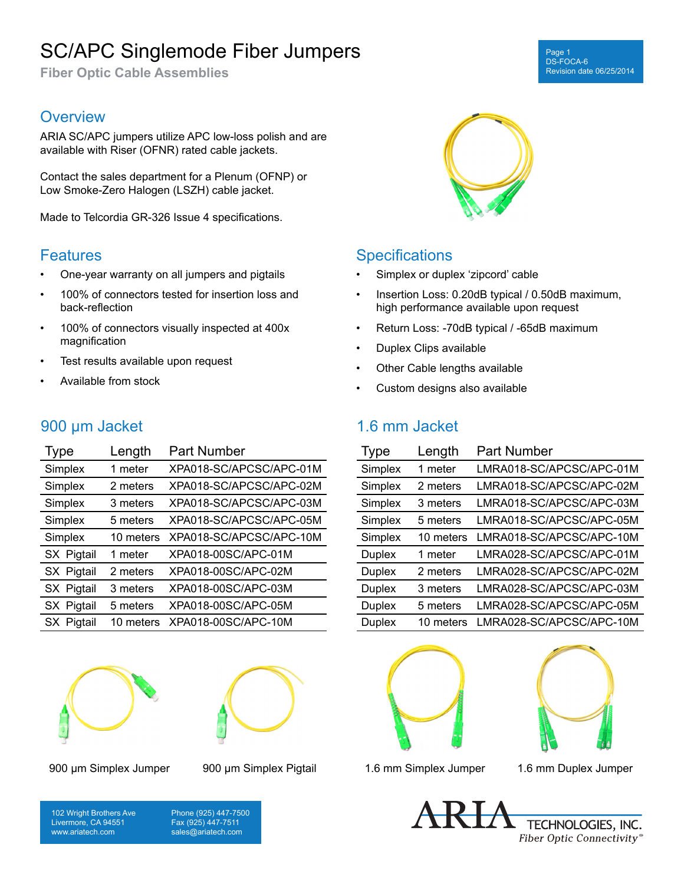# SC/APC Singlemode Fiber Jumpers

**Fiber Optic Cable Assemblies**

Page 1
DS-FOCA-6
Revision date 06/25/2014

## Overview

ARIA SC/APC jumpers utilize APC low-loss polish and are available with Riser (OFNR) rated cable jackets.

Contact the sales department for a Plenum (OFNP) or Low Smoke-Zero Halogen (LSZH) cable jacket.

Made to Telcordia GR-326 Issue 4 specifications.

## Features

- One-year warranty on all jumpers and pigtails
- 100% of connectors tested for insertion loss and back-reflection
- 100% of connectors visually inspected at 400x magnification
- Test results available upon request
- Available from stock

## Specifications

- Simplex or duplex 'zipcord' cable
- Insertion Loss: 0.20dB typical / 0.50dB maximum, high performance available upon request
- Return Loss: -70dB typical / -65dB maximum
- Duplex Clips available
- Other Cable lengths available
- Custom designs also available

## 900 µm Jacket

| Type | Length | Part Number |
|---|---|---|
| Simplex | 1 meter | XPA018-SC/APCSC/APC-01M |
| Simplex | 2 meters | XPA018-SC/APCSC/APC-02M |
| Simplex | 3 meters | XPA018-SC/APCSC/APC-03M |
| Simplex | 5 meters | XPA018-SC/APCSC/APC-05M |
| Simplex | 10 meters | XPA018-SC/APCSC/APC-10M |
| SX Pigtail | 1 meter | XPA018-00SC/APC-01M |
| SX Pigtail | 2 meters | XPA018-00SC/APC-02M |
| SX Pigtail | 3 meters | XPA018-00SC/APC-03M |
| SX Pigtail | 5 meters | XPA018-00SC/APC-05M |
| SX Pigtail | 10 meters | XPA018-00SC/APC-10M |

## 1.6 mm Jacket

| Type | Length | Part Number |
|---|---|---|
| Simplex | 1 meter | LMRA018-SC/APCSC/APC-01M |
| Simplex | 2 meters | LMRA018-SC/APCSC/APC-02M |
| Simplex | 3 meters | LMRA018-SC/APCSC/APC-03M |
| Simplex | 5 meters | LMRA018-SC/APCSC/APC-05M |
| Simplex | 10 meters | LMRA018-SC/APCSC/APC-10M |
| Duplex | 1 meter | LMRA028-SC/APCSC/APC-01M |
| Duplex | 2 meters | LMRA028-SC/APCSC/APC-02M |
| Duplex | 3 meters | LMRA028-SC/APCSC/APC-03M |
| Duplex | 5 meters | LMRA028-SC/APCSC/APC-05M |
| Duplex | 10 meters | LMRA028-SC/APCSC/APC-10M |

900 µm Simplex Jumper

900 µm Simplex Pigtail

1.6 mm Simplex Jumper

1.6 mm Duplex Jumper

102 Wright Brothers Ave
Livermore, CA 94551
www.ariatech.com

Phone (925) 447-7500
Fax (925) 447-7511
sales@ariatech.com

ARIA TECHNOLOGIES, INC.
*Fiber Optic Connectivity*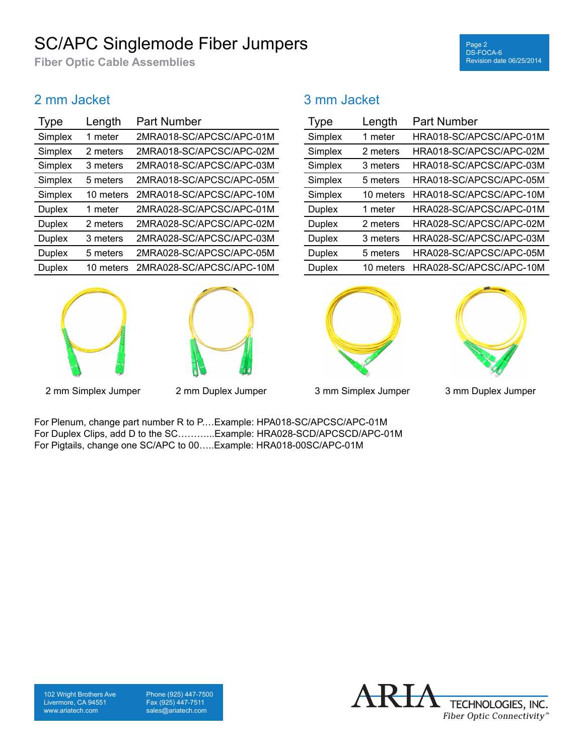# SC/APC Singlemode Fiber Jumpers

**Fiber Optic Cable Assemblies**

## 2 mm Jacket

| Type | Length | Part Number |
|---|---|---|
| Simplex | 1 meter | 2MRA018-SC/APCSC/APC-01M |
| Simplex | 2 meters | 2MRA018-SC/APCSC/APC-02M |
| Simplex | 3 meters | 2MRA018-SC/APCSC/APC-03M |
| Simplex | 5 meters | 2MRA018-SC/APCSC/APC-05M |
| Simplex | 10 meters | 2MRA018-SC/APCSC/APC-10M |
| Duplex | 1 meter | 2MRA028-SC/APCSC/APC-01M |
| Duplex | 2 meters | 2MRA028-SC/APCSC/APC-02M |
| Duplex | 3 meters | 2MRA028-SC/APCSC/APC-03M |
| Duplex | 5 meters | 2MRA028-SC/APCSC/APC-05M |
| Duplex | 10 meters | 2MRA028-SC/APCSC/APC-10M |

## 3 mm Jacket

| Type | Length | Part Number |
|---|---|---|
| Simplex | 1 meter | HRA018-SC/APCSC/APC-01M |
| Simplex | 2 meters | HRA018-SC/APCSC/APC-02M |
| Simplex | 3 meters | HRA018-SC/APCSC/APC-03M |
| Simplex | 5 meters | HRA018-SC/APCSC/APC-05M |
| Simplex | 10 meters | HRA018-SC/APCSC/APC-10M |
| Duplex | 1 meter | HRA028-SC/APCSC/APC-01M |
| Duplex | 2 meters | HRA028-SC/APCSC/APC-02M |
| Duplex | 3 meters | HRA028-SC/APCSC/APC-03M |
| Duplex | 5 meters | HRA028-SC/APCSC/APC-05M |
| Duplex | 10 meters | HRA028-SC/APCSC/APC-10M |

2 mm Simplex Jumper

2 mm Duplex Jumper

3 mm Simplex Jumper

3 mm Duplex Jumper

For Plenum, change part number R to P….Example: HPA018-SC/APCSC/APC-01M
For Duplex Clips, add D to the SC………...Example: HRA028-SCD/APCSCD/APC-01M
For Pigtails, change one SC/APC to 00…..Example: HRA018-00SC/APC-01M

102 Wright Brothers Ave
Livermore, CA 94551
www.ariatech.com

Phone (925) 447-7500
Fax (925) 447-7511
sales@ariatech.com

ARIA TECHNOLOGIES, INC.
*Fiber Optic Connectivity®*